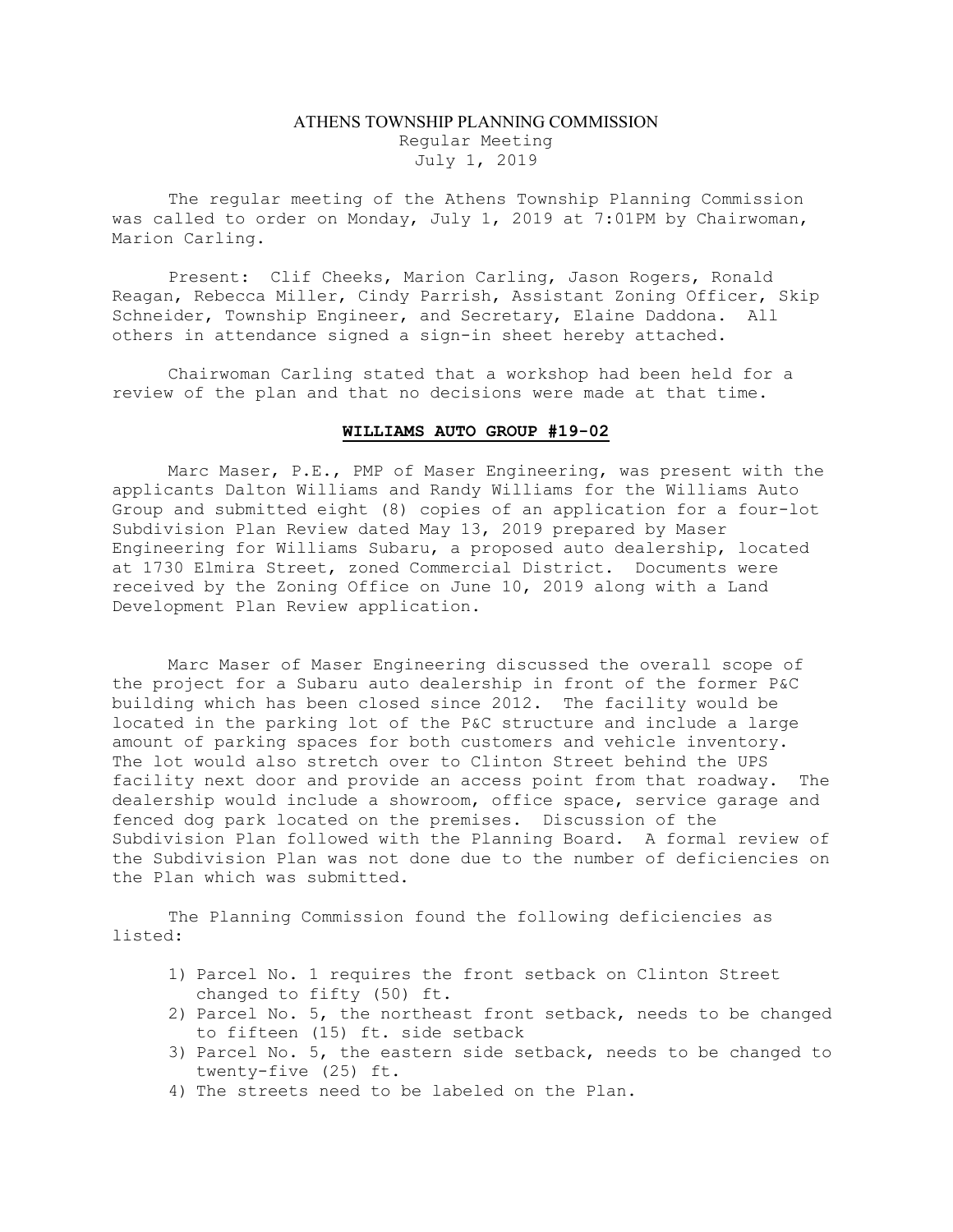# ATHENS TOWNSHIP PLANNING COMMISSION

Regular Meeting
July 1, 2019

The regular meeting of the Athens Township Planning Commission was called to order on Monday, July 1, 2019 at 7:01PM by Chairwoman, Marion Carling.

Present: Clif Cheeks, Marion Carling, Jason Rogers, Ronald Reagan, Rebecca Miller, Cindy Parrish, Assistant Zoning Officer, Skip Schneider, Township Engineer, and Secretary, Elaine Daddona. All others in attendance signed a sign-in sheet hereby attached.

Chairwoman Carling stated that a workshop had been held for a review of the plan and that no decisions were made at that time.

## WILLIAMS AUTO GROUP #19-02

Marc Maser, P.E., PMP of Maser Engineering, was present with the applicants Dalton Williams and Randy Williams for the Williams Auto Group and submitted eight (8) copies of an application for a four-lot Subdivision Plan Review dated May 13, 2019 prepared by Maser Engineering for Williams Subaru, a proposed auto dealership, located at 1730 Elmira Street, zoned Commercial District. Documents were received by the Zoning Office on June 10, 2019 along with a Land Development Plan Review application.

Marc Maser of Maser Engineering discussed the overall scope of the project for a Subaru auto dealership in front of the former P&C building which has been closed since 2012. The facility would be located in the parking lot of the P&C structure and include a large amount of parking spaces for both customers and vehicle inventory. The lot would also stretch over to Clinton Street behind the UPS facility next door and provide an access point from that roadway. The dealership would include a showroom, office space, service garage and fenced dog park located on the premises. Discussion of the Subdivision Plan followed with the Planning Board. A formal review of the Subdivision Plan was not done due to the number of deficiencies on the Plan which was submitted.

The Planning Commission found the following deficiencies as listed:

1) Parcel No. 1 requires the front setback on Clinton Street changed to fifty (50) ft.
2) Parcel No. 5, the northeast front setback, needs to be changed to fifteen (15) ft. side setback
3) Parcel No. 5, the eastern side setback, needs to be changed to twenty-five (25) ft.
4) The streets need to be labeled on the Plan.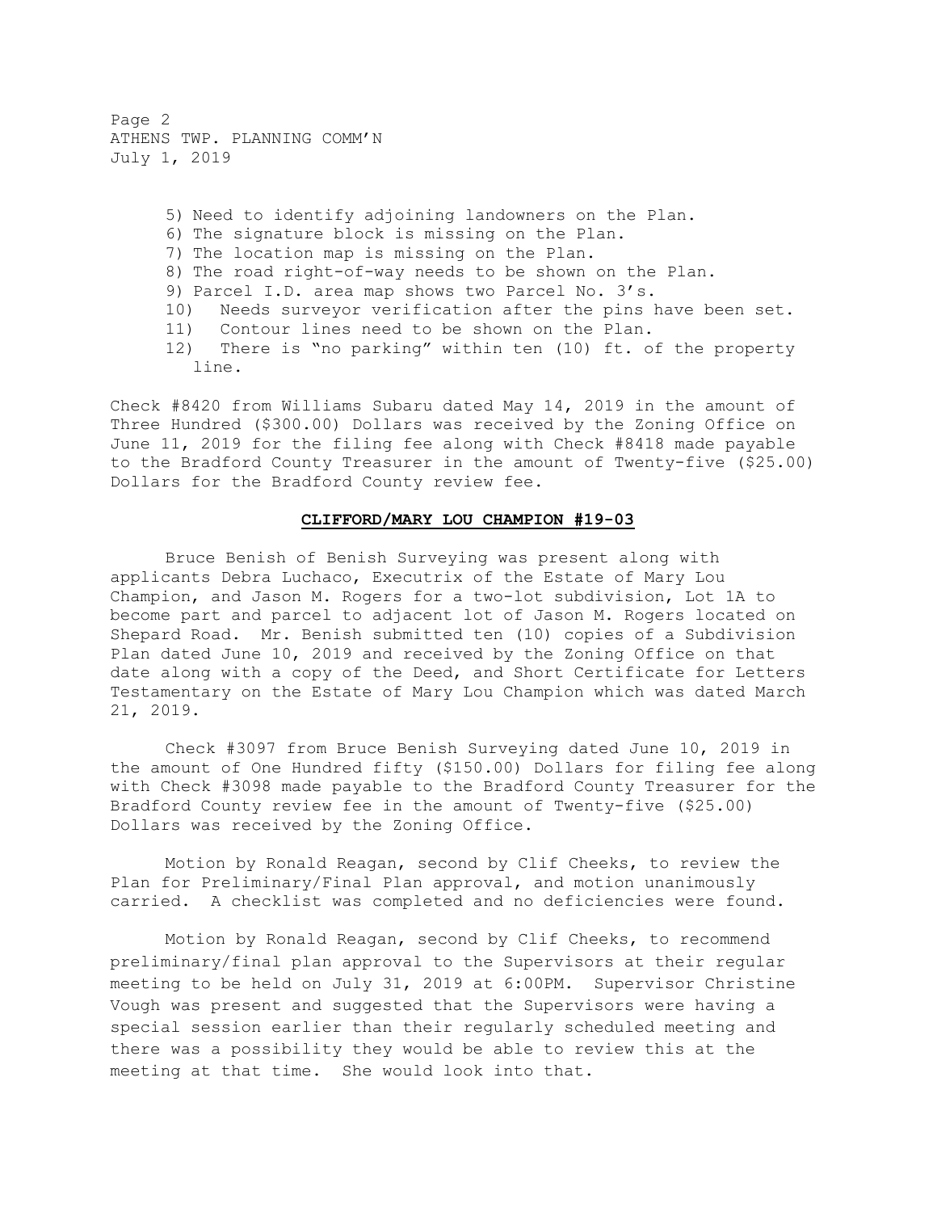5) Need to identify adjoining landowners on the Plan.
6) The signature block is missing on the Plan.
7) The location map is missing on the Plan.
8) The road right-of-way needs to be shown on the Plan.
9) Parcel I.D. area map shows two Parcel No. 3's.
10) Needs surveyor verification after the pins have been set.
11) Contour lines need to be shown on the Plan.
12) There is "no parking" within ten (10) ft. of the property line.

Check #8420 from Williams Subaru dated May 14, 2019 in the amount of Three Hundred ($300.00) Dollars was received by the Zoning Office on June 11, 2019 for the filing fee along with Check #8418 made payable to the Bradford County Treasurer in the amount of Twenty-five ($25.00) Dollars for the Bradford County review fee.

**CLIFFORD/MARY LOU CHAMPION #19-03**

Bruce Benish of Benish Surveying was present along with applicants Debra Luchaco, Executrix of the Estate of Mary Lou Champion, and Jason M. Rogers for a two-lot subdivision, Lot 1A to become part and parcel to adjacent lot of Jason M. Rogers located on Shepard Road. Mr. Benish submitted ten (10) copies of a Subdivision Plan dated June 10, 2019 and received by the Zoning Office on that date along with a copy of the Deed, and Short Certificate for Letters Testamentary on the Estate of Mary Lou Champion which was dated March 21, 2019.

Check #3097 from Bruce Benish Surveying dated June 10, 2019 in the amount of One Hundred fifty ($150.00) Dollars for filing fee along with Check #3098 made payable to the Bradford County Treasurer for the Bradford County review fee in the amount of Twenty-five ($25.00) Dollars was received by the Zoning Office.

Motion by Ronald Reagan, second by Clif Cheeks, to review the Plan for Preliminary/Final Plan approval, and motion unanimously carried. A checklist was completed and no deficiencies were found.

Motion by Ronald Reagan, second by Clif Cheeks, to recommend preliminary/final plan approval to the Supervisors at their regular meeting to be held on July 31, 2019 at 6:00PM. Supervisor Christine Vough was present and suggested that the Supervisors were having a special session earlier than their regularly scheduled meeting and there was a possibility they would be able to review this at the meeting at that time. She would look into that.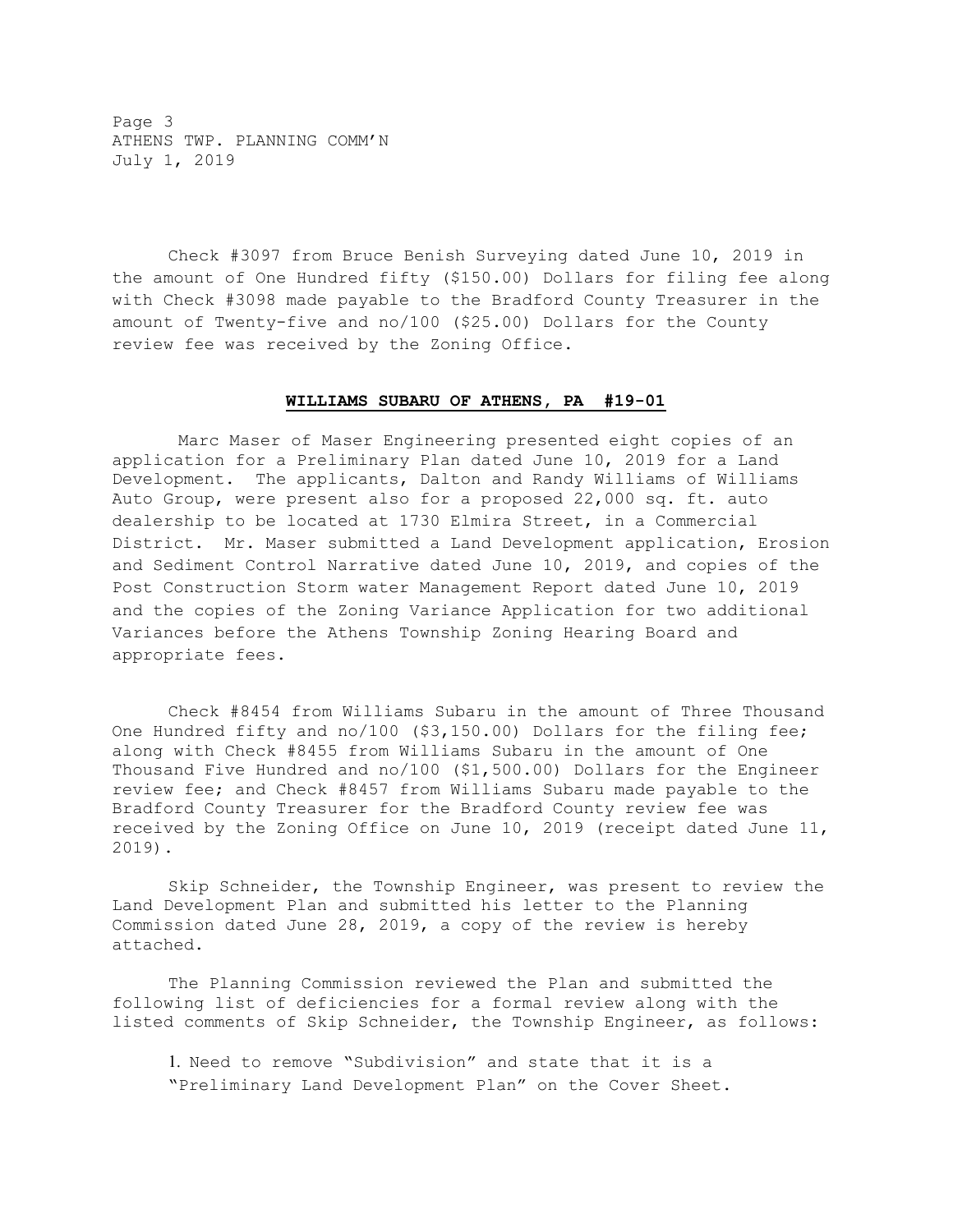Check #3097 from Bruce Benish Surveying dated June 10, 2019 in the amount of One Hundred fifty ($150.00) Dollars for filing fee along with Check #3098 made payable to the Bradford County Treasurer in the amount of Twenty-five and no/100 ($25.00) Dollars for the County review fee was received by the Zoning Office.

## **WILLIAMS SUBARU OF ATHENS, PA #19-01**

Marc Maser of Maser Engineering presented eight copies of an application for a Preliminary Plan dated June 10, 2019 for a Land Development. The applicants, Dalton and Randy Williams of Williams Auto Group, were present also for a proposed 22,000 sq. ft. auto dealership to be located at 1730 Elmira Street, in a Commercial District. Mr. Maser submitted a Land Development application, Erosion and Sediment Control Narrative dated June 10, 2019, and copies of the Post Construction Storm water Management Report dated June 10, 2019 and the copies of the Zoning Variance Application for two additional Variances before the Athens Township Zoning Hearing Board and appropriate fees.

Check #8454 from Williams Subaru in the amount of Three Thousand One Hundred fifty and no/100 ($3,150.00) Dollars for the filing fee; along with Check #8455 from Williams Subaru in the amount of One Thousand Five Hundred and no/100 ($1,500.00) Dollars for the Engineer review fee; and Check #8457 from Williams Subaru made payable to the Bradford County Treasurer for the Bradford County review fee was received by the Zoning Office on June 10, 2019 (receipt dated June 11, 2019).

Skip Schneider, the Township Engineer, was present to review the Land Development Plan and submitted his letter to the Planning Commission dated June 28, 2019, a copy of the review is hereby attached.

The Planning Commission reviewed the Plan and submitted the following list of deficiencies for a formal review along with the listed comments of Skip Schneider, the Township Engineer, as follows:

1. Need to remove "Subdivision" and state that it is a "Preliminary Land Development Plan" on the Cover Sheet.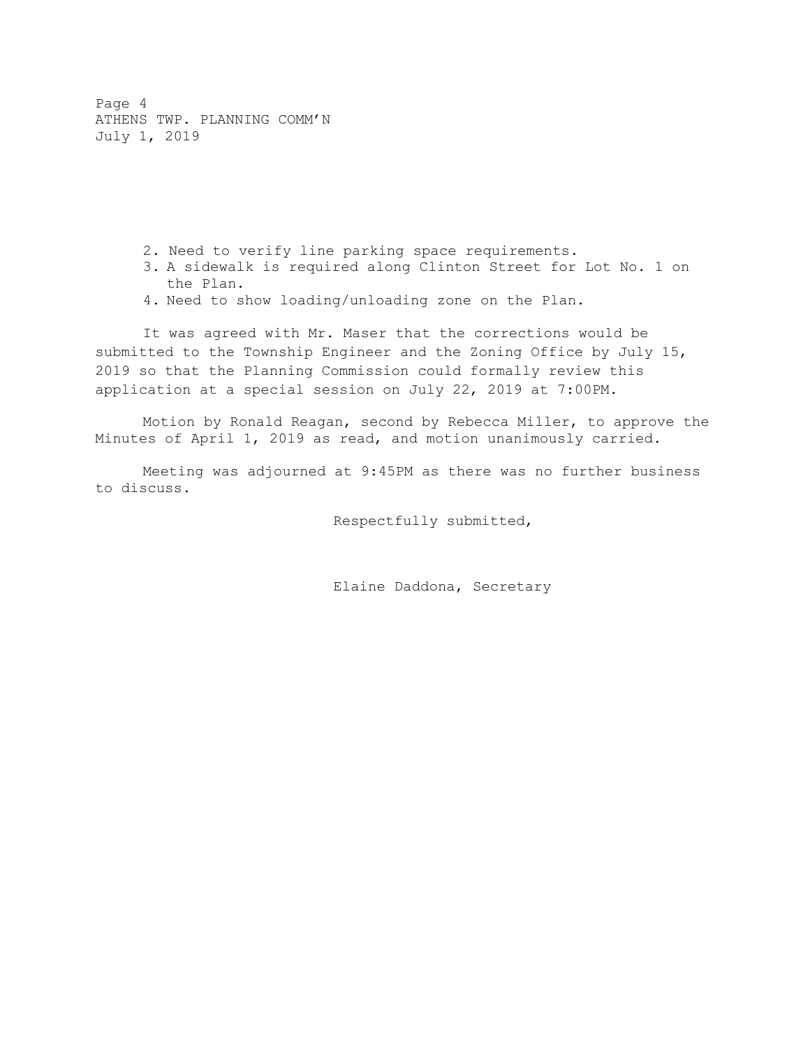2. Need to verify line parking space requirements.
3. A sidewalk is required along Clinton Street for Lot No. 1 on the Plan.
4. Need to show loading/unloading zone on the Plan.

It was agreed with Mr. Maser that the corrections would be submitted to the Township Engineer and the Zoning Office by July 15, 2019 so that the Planning Commission could formally review this application at a special session on July 22, 2019 at 7:00PM.

Motion by Ronald Reagan, second by Rebecca Miller, to approve the Minutes of April 1, 2019 as read, and motion unanimously carried.

Meeting was adjourned at 9:45PM as there was no further business to discuss.

Respectfully submitted,

Elaine Daddona, Secretary